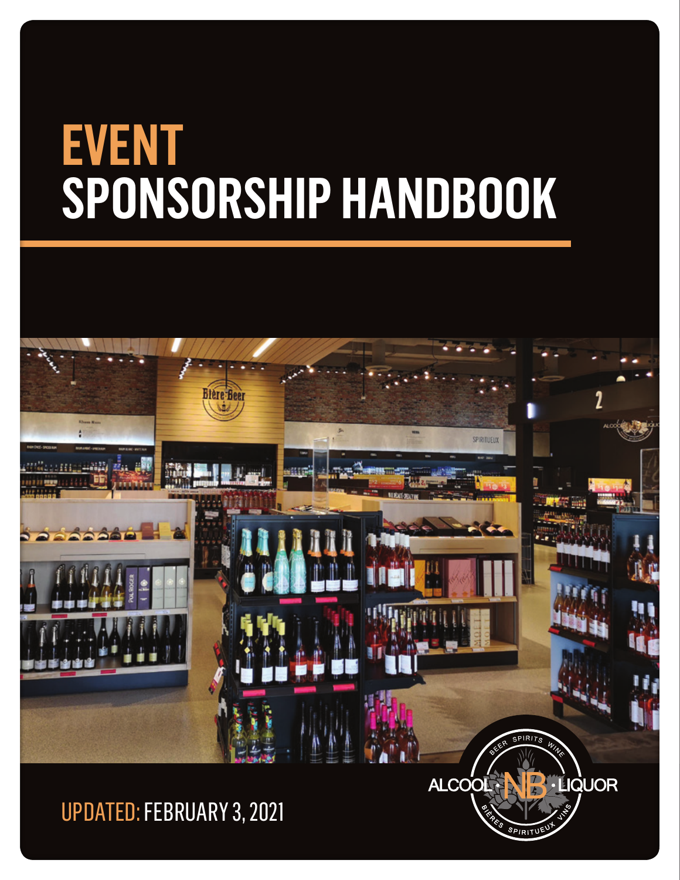# EVENT SPONSORSHIP HANDBOOK

UPDATED: FEBRUARY 3, 2021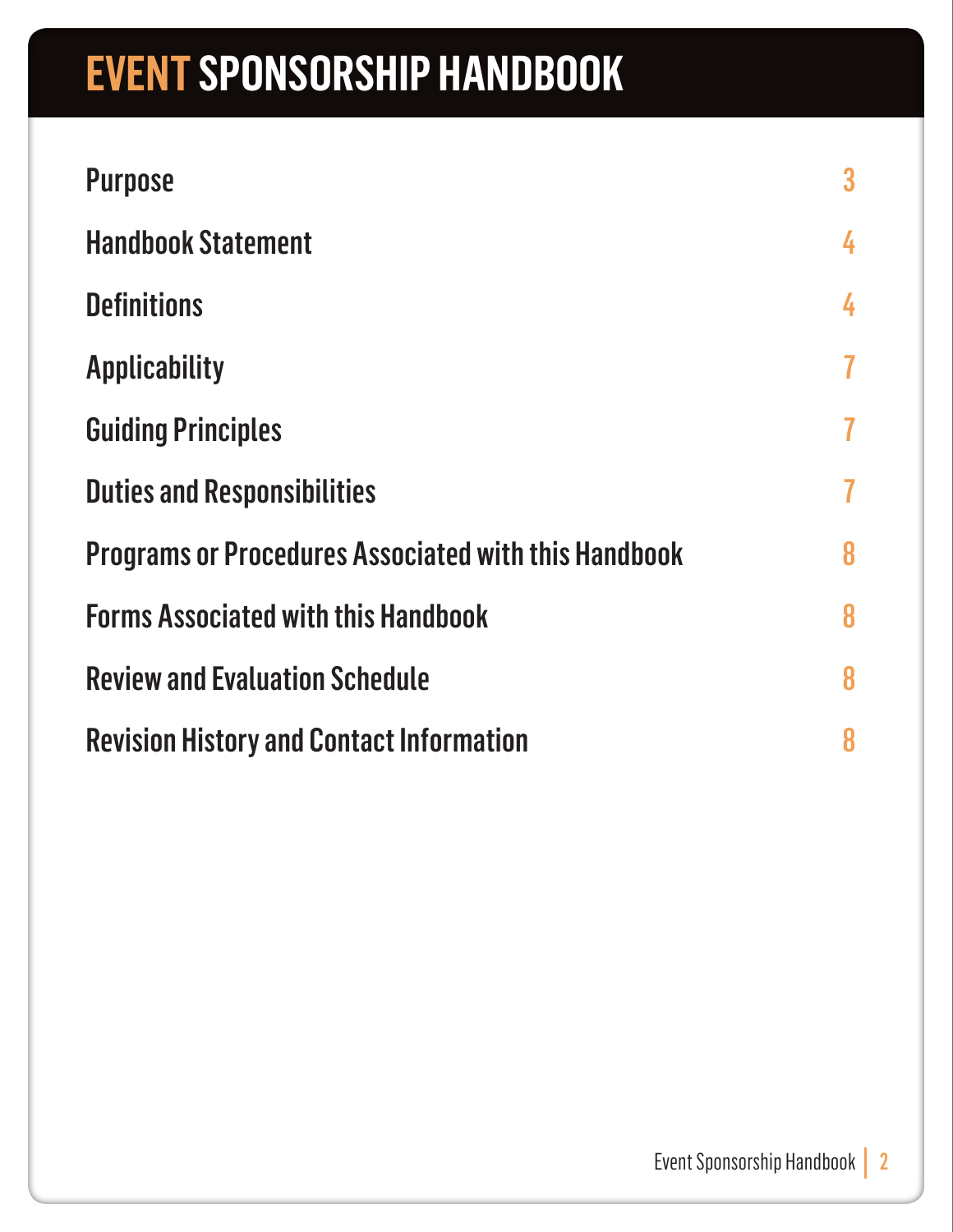# EVENT SPONSORSHIP HANDBOOK

| | |
|---|---|
| Purpose | 3 |
| Handbook Statement | 4 |
| Definitions | 4 |
| Applicability | 7 |
| Guiding Principles | 7 |
| Duties and Responsibilities | 7 |
| Programs or Procedures Associated with this Handbook | 8 |
| Forms Associated with this Handbook | 8 |
| Review and Evaluation Schedule | 8 |
| Revision History and Contact Information | 8 |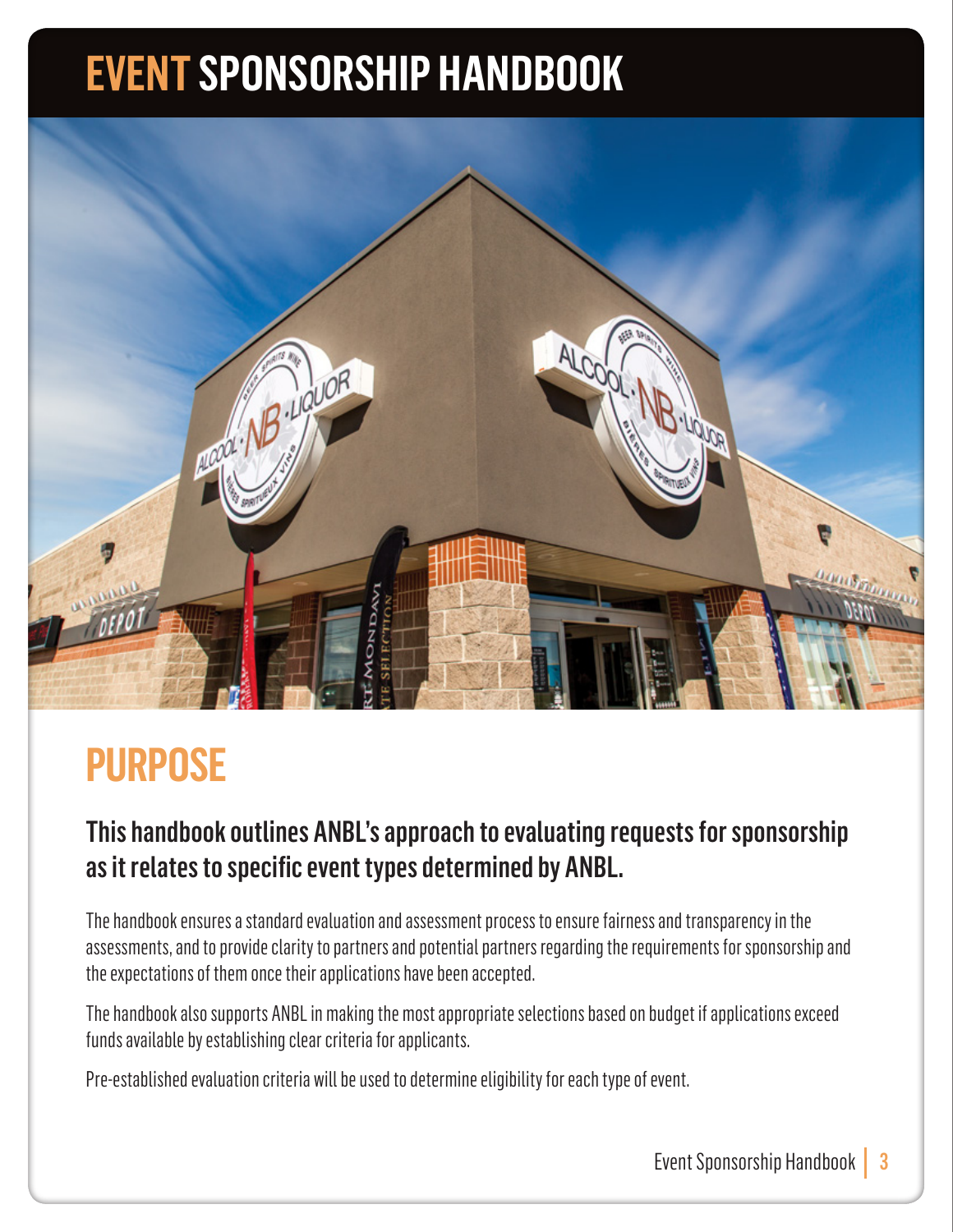# EVENT SPONSORSHIP HANDBOOK

## PURPOSE

### This handbook outlines ANBL's approach to evaluating requests for sponsorship as it relates to specific event types determined by ANBL.

The handbook ensures a standard evaluation and assessment process to ensure fairness and transparency in the assessments, and to provide clarity to partners and potential partners regarding the requirements for sponsorship and the expectations of them once their applications have been accepted.

The handbook also supports ANBL in making the most appropriate selections based on budget if applications exceed funds available by establishing clear criteria for applicants.

Pre-established evaluation criteria will be used to determine eligibility for each type of event.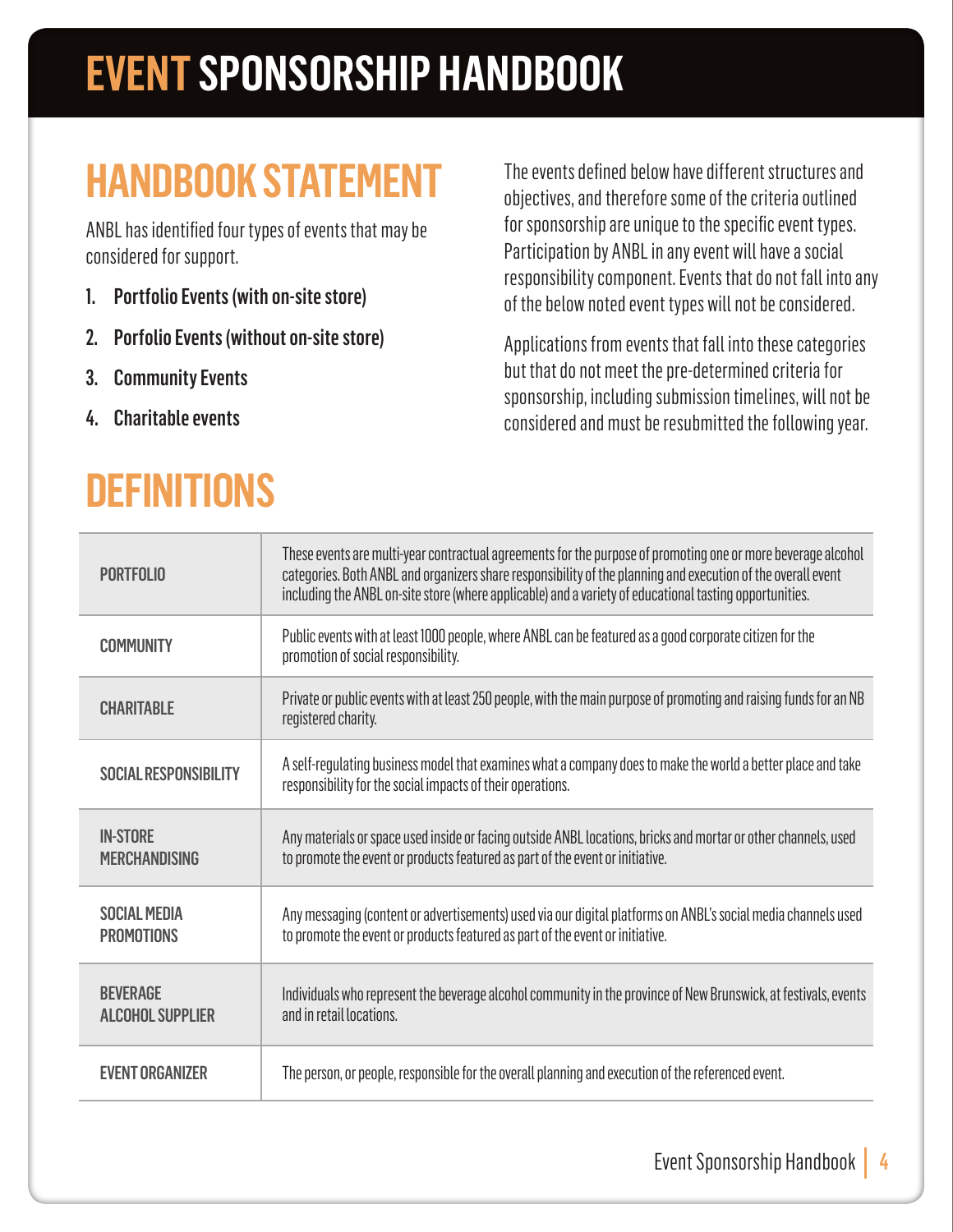# EVENT SPONSORSHIP HANDBOOK

## HANDBOOK STATEMENT

ANBL has identified four types of events that may be considered for support.

1. **Portfolio Events (with on-site store)**
2. **Porfolio Events (without on-site store)**
3. **Community Events**
4. **Charitable events**

The events defined below have different structures and objectives, and therefore some of the criteria outlined for sponsorship are unique to the specific event types. Participation by ANBL in any event will have a social responsibility component. Events that do not fall into any of the below noted event types will not be considered.

Applications from events that fall into these categories but that do not meet the pre-determined criteria for sponsorship, including submission timelines, will not be considered and must be resubmitted the following year.

## DEFINITIONS

| | |
|---|---|
| PORTFOLIO | These events are multi-year contractual agreements for the purpose of promoting one or more beverage alcohol categories. Both ANBL and organizers share responsibility of the planning and execution of the overall event including the ANBL on-site store (where applicable) and a variety of educational tasting opportunities. |
| COMMUNITY | Public events with at least 1000 people, where ANBL can be featured as a good corporate citizen for the promotion of social responsibility. |
| CHARITABLE | Private or public events with at least 250 people, with the main purpose of promoting and raising funds for an NB registered charity. |
| SOCIAL RESPONSIBILITY | A self-regulating business model that examines what a company does to make the world a better place and take responsibility for the social impacts of their operations. |
| IN-STORE MERCHANDISING | Any materials or space used inside or facing outside ANBL locations, bricks and mortar or other channels, used to promote the event or products featured as part of the event or initiative. |
| SOCIAL MEDIA PROMOTIONS | Any messaging (content or advertisements) used via our digital platforms on ANBL's social media channels used to promote the event or products featured as part of the event or initiative. |
| BEVERAGE ALCOHOL SUPPLIER | Individuals who represent the beverage alcohol community in the province of New Brunswick, at festivals, events and in retail locations. |
| EVENT ORGANIZER | The person, or people, responsible for the overall planning and execution of the referenced event. |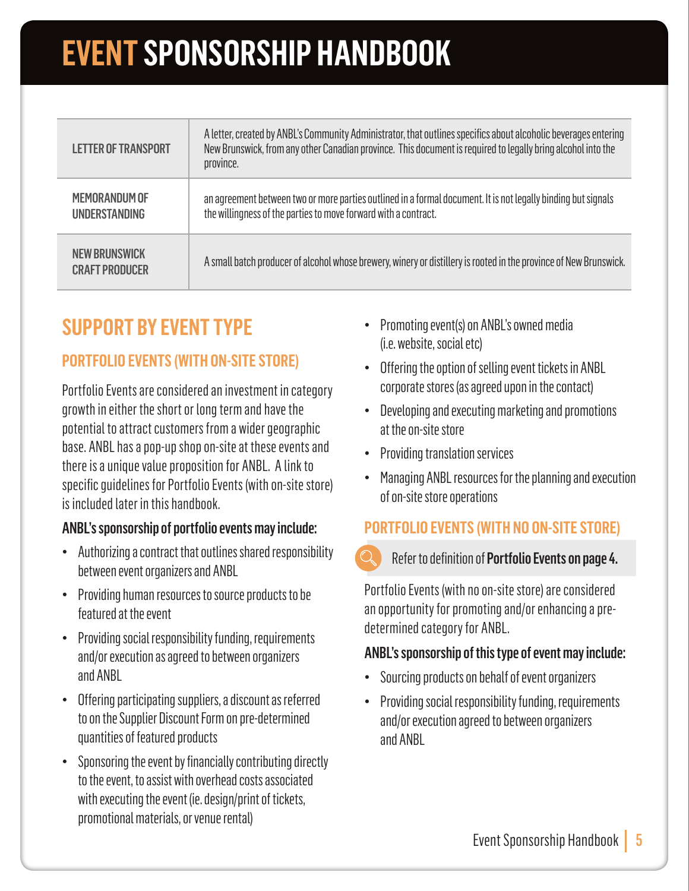# EVENT SPONSORSHIP HANDBOOK

| | |
|---|---|
| LETTER OF TRANSPORT | A letter, created by ANBL's Community Administrator, that outlines specifics about alcoholic beverages entering New Brunswick, from any other Canadian province. This document is required to legally bring alcohol into the province. |
| MEMORANDUM OF UNDERSTANDING | an agreement between two or more parties outlined in a formal document. It is not legally binding but signals the willingness of the parties to move forward with a contract. |
| NEW BRUNSWICK CRAFT PRODUCER | A small batch producer of alcohol whose brewery, winery or distillery is rooted in the province of New Brunswick. |

## SUPPORT BY EVENT TYPE

### PORTFOLIO EVENTS (WITH ON-SITE STORE)

Portfolio Events are considered an investment in category growth in either the short or long term and have the potential to attract customers from a wider geographic base. ANBL has a pop-up shop on-site at these events and there is a unique value proposition for ANBL. A link to specific guidelines for Portfolio Events (with on-site store) is included later in this handbook.

**ANBL's sponsorship of portfolio events may include:**

- Authorizing a contract that outlines shared responsibility between event organizers and ANBL
- Providing human resources to source products to be featured at the event
- Providing social responsibility funding, requirements and/or execution as agreed to between organizers and ANBL
- Offering participating suppliers, a discount as referred to on the Supplier Discount Form on pre-determined quantities of featured products
- Sponsoring the event by financially contributing directly to the event, to assist with overhead costs associated with executing the event (ie. design/print of tickets, promotional materials, or venue rental)
- Promoting event(s) on ANBL's owned media (i.e. website, social etc)
- Offering the option of selling event tickets in ANBL corporate stores (as agreed upon in the contact)
- Developing and executing marketing and promotions at the on-site store
- Providing translation services
- Managing ANBL resources for the planning and execution of on-site store operations

### PORTFOLIO EVENTS (WITH NO ON-SITE STORE)

Refer to definition of **Portfolio Events on page 4.**

Portfolio Events (with no on-site store) are considered an opportunity for promoting and/or enhancing a pre-determined category for ANBL.

**ANBL's sponsorship of this type of event may include:**

- Sourcing products on behalf of event organizers
- Providing social responsibility funding, requirements and/or execution agreed to between organizers and ANBL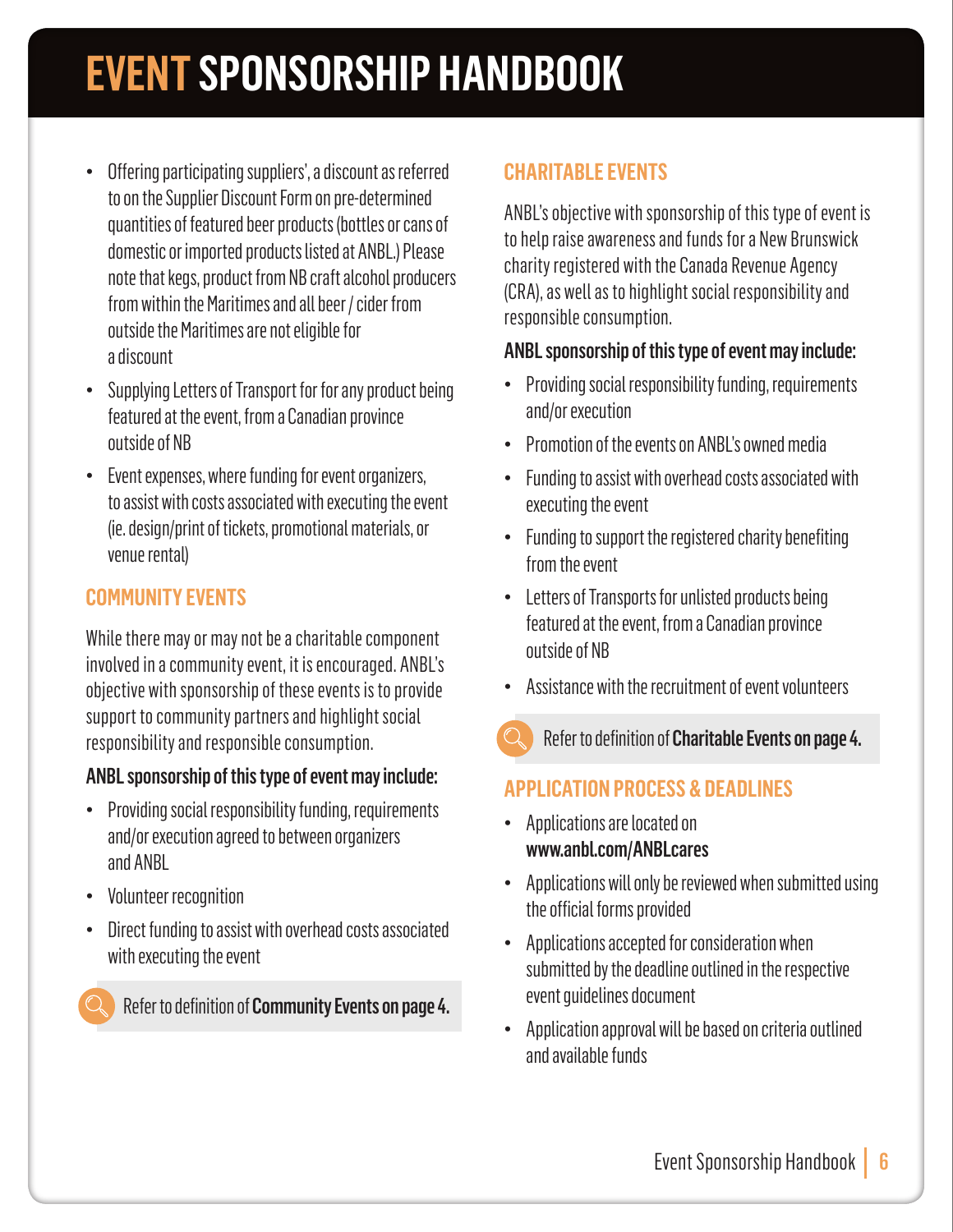- Offering participating suppliers', a discount as referred to on the Supplier Discount Form on pre-determined quantities of featured beer products (bottles or cans of domestic or imported products listed at ANBL.) Please note that kegs, product from NB craft alcohol producers from within the Maritimes and all beer / cider from outside the Maritimes are not eligible for a discount
- Supplying Letters of Transport for for any product being featured at the event, from a Canadian province outside of NB
- Event expenses, where funding for event organizers, to assist with costs associated with executing the event (ie. design/print of tickets, promotional materials, or venue rental)

## COMMUNITY EVENTS

While there may or may not be a charitable component involved in a community event, it is encouraged. ANBL's objective with sponsorship of these events is to provide support to community partners and highlight social responsibility and responsible consumption.

**ANBL sponsorship of this type of event may include:**

- Providing social responsibility funding, requirements and/or execution agreed to between organizers and ANBL
- Volunteer recognition
- Direct funding to assist with overhead costs associated with executing the event

Refer to definition of **Community Events on page 4.**

## CHARITABLE EVENTS

ANBL's objective with sponsorship of this type of event is to help raise awareness and funds for a New Brunswick charity registered with the Canada Revenue Agency (CRA), as well as to highlight social responsibility and responsible consumption.

**ANBL sponsorship of this type of event may include:**

- Providing social responsibility funding, requirements and/or execution
- Promotion of the events on ANBL's owned media
- Funding to assist with overhead costs associated with executing the event
- Funding to support the registered charity benefiting from the event
- Letters of Transports for unlisted products being featured at the event, from a Canadian province outside of NB
- Assistance with the recruitment of event volunteers

Refer to definition of **Charitable Events on page 4.**

## APPLICATION PROCESS & DEADLINES

- Applications are located on **www.anbl.com/ANBLcares**
- Applications will only be reviewed when submitted using the official forms provided
- Applications accepted for consideration when submitted by the deadline outlined in the respective event guidelines document
- Application approval will be based on criteria outlined and available funds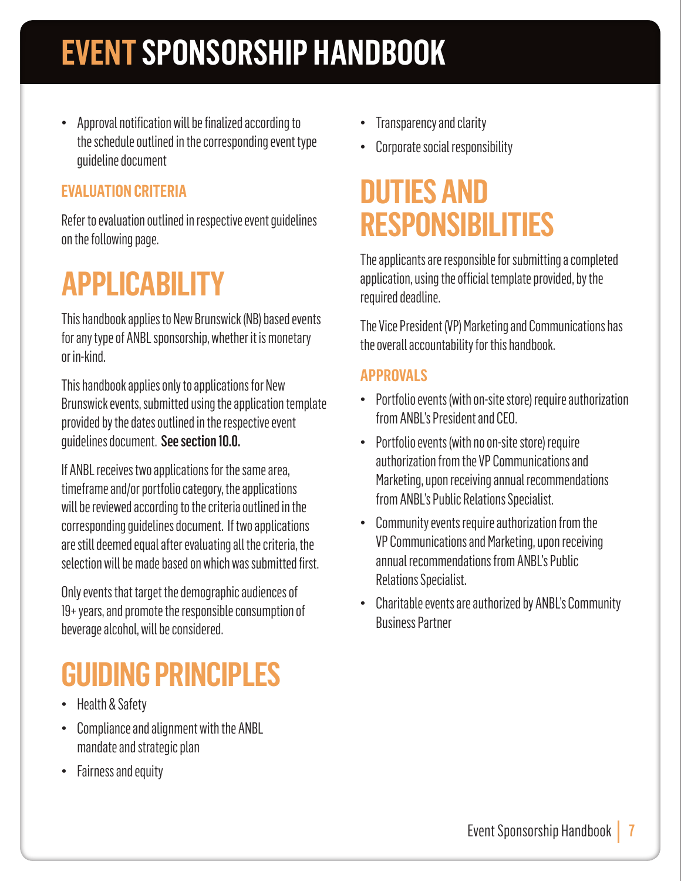- Approval notification will be finalized according to the schedule outlined in the corresponding event type guideline document

### EVALUATION CRITERIA

Refer to evaluation outlined in respective event guidelines on the following page.

## APPLICABILITY

This handbook applies to New Brunswick (NB) based events for any type of ANBL sponsorship, whether it is monetary or in-kind.

This handbook applies only to applications for New Brunswick events, submitted using the application template provided by the dates outlined in the respective event guidelines document. **See section 10.0.**

If ANBL receives two applications for the same area, timeframe and/or portfolio category, the applications will be reviewed according to the criteria outlined in the corresponding guidelines document. If two applications are still deemed equal after evaluating all the criteria, the selection will be made based on which was submitted first.

Only events that target the demographic audiences of 19+ years, and promote the responsible consumption of beverage alcohol, will be considered.

## GUIDING PRINCIPLES

- Health & Safety
- Compliance and alignment with the ANBL mandate and strategic plan
- Fairness and equity
- Transparency and clarity
- Corporate social responsibility

## DUTIES AND RESPONSIBILITIES

The applicants are responsible for submitting a completed application, using the official template provided, by the required deadline.

The Vice President (VP) Marketing and Communications has the overall accountability for this handbook.

### APPROVALS

- Portfolio events (with on-site store) require authorization from ANBL's President and CEO.
- Portfolio events (with no on-site store) require authorization from the VP Communications and Marketing, upon receiving annual recommendations from ANBL's Public Relations Specialist.
- Community events require authorization from the VP Communications and Marketing, upon receiving annual recommendations from ANBL's Public Relations Specialist.
- Charitable events are authorized by ANBL's Community Business Partner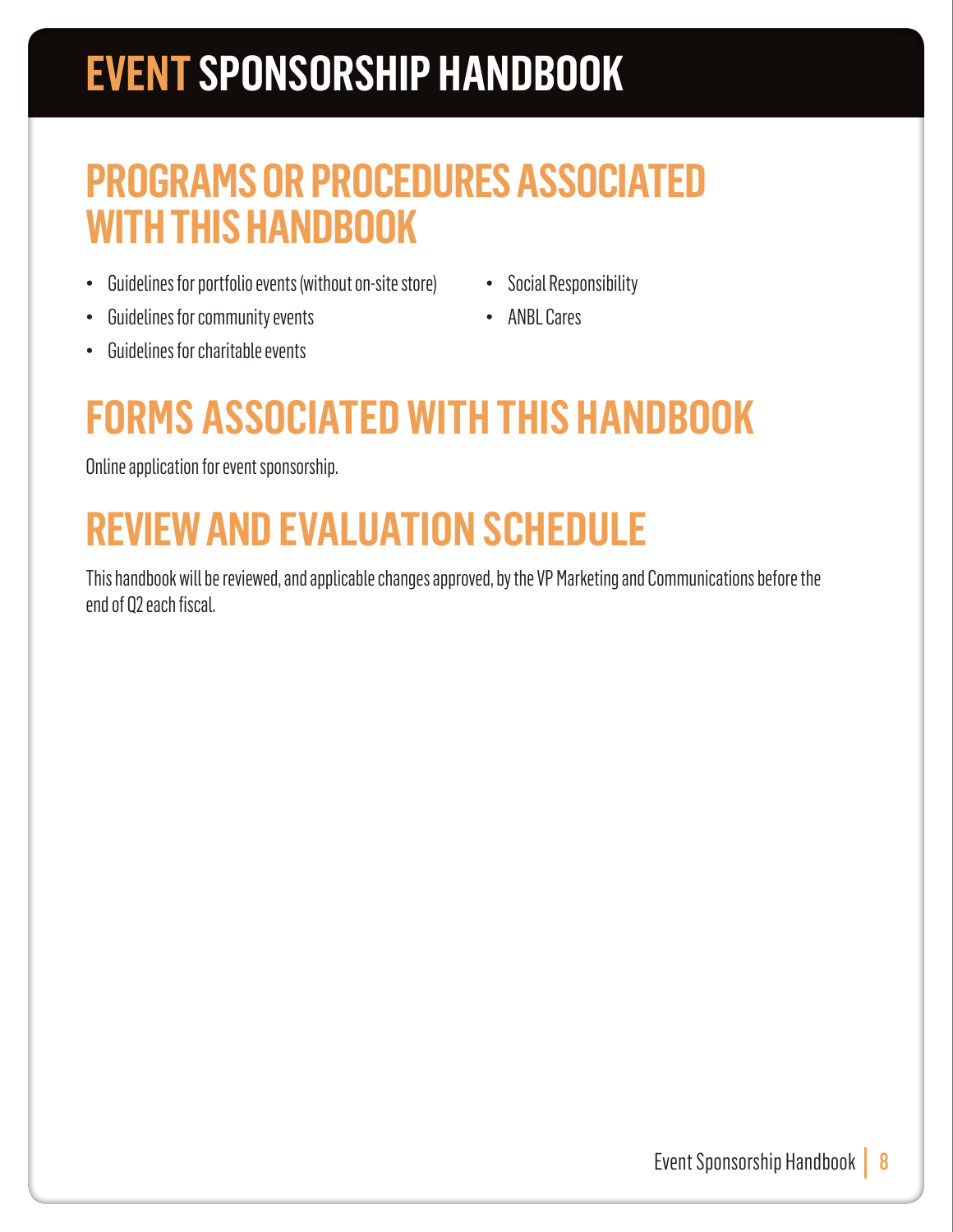## PROGRAMS OR PROCEDURES ASSOCIATED WITH THIS HANDBOOK

- Guidelines for portfolio events (without on-site store)
- Guidelines for community events
- Guidelines for charitable events
- Social Responsibility
- ANBL Cares

## FORMS ASSOCIATED WITH THIS HANDBOOK

Online application for event sponsorship.

## REVIEW AND EVALUATION SCHEDULE

This handbook will be reviewed, and applicable changes approved, by the VP Marketing and Communications before the end of Q2 each fiscal.